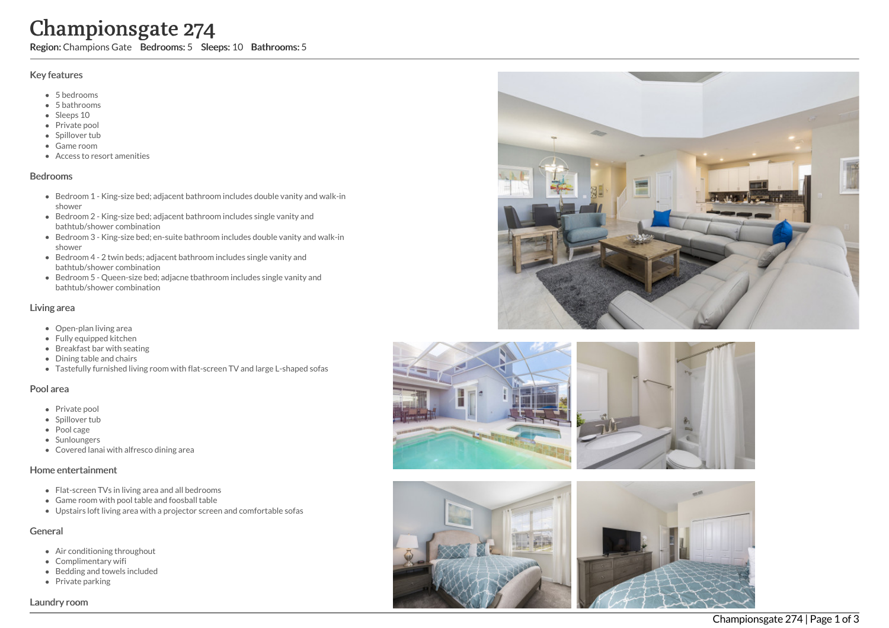# Championsgate 274

**Region:** Champions Gate **Bedrooms:** 5 **Sleeps:** 10 **Bathrooms:** 5

## Key features

- 5 bedrooms
- 5 bathrooms
- Sleeps 10
- Private pool
- Spillover tub
- Game room
- Access to resort amenities

## Bedrooms

- Bedroom 1 - King-size bed; adjacent bathroom includes double vanity and walk-in shower
- Bedroom 2 - King-size bed; adjacent bathroom includes single vanity and bathtub/shower combination
- Bedroom 3 - King-size bed; en-suite bathroom includes double vanity and walk-in shower
- Bedroom 4 - 2 twin beds; adjacent bathroom includes single vanity and bathtub/shower combination
- Bedroom 5 - Queen-size bed; adjacne tbathroom includes single vanity and bathtub/shower combination

## Living area

- Open-plan living area
- Fully equipped kitchen
- Breakfast bar with seating
- Dining table and chairs
- Tastefully furnished living room with flat-screen TV and large L-shaped sofas

## Pool area

- Private pool
- Spillover tub
- Pool cage
- Sunloungers
- Covered lanai with alfresco dining area

## Home entertainment

- Flat-screen TVs in living area and all bedrooms
- Game room with pool table and foosball table
- Upstairs loft living area with a projector screen and comfortable sofas

## General

- Air conditioning throughout
- Complimentary wifi
- Bedding and towels included
- Private parking

## Laundry room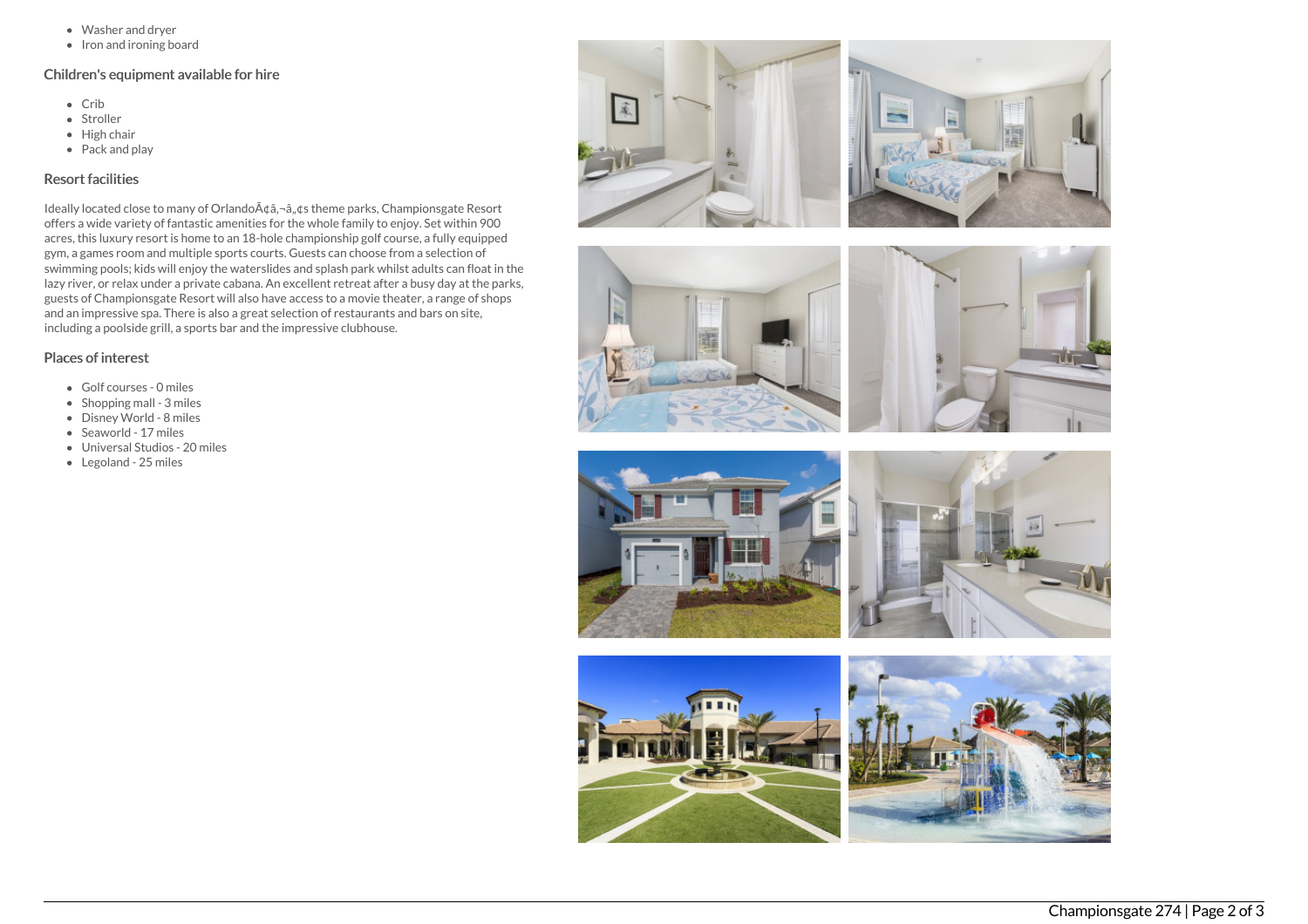- Washer and dryer
- Iron and ironing board

## Children's equipment available for hire

- Crib
- Stroller
- High chair
- Pack and play

## Resort facilities

Ideally located close to many of OrlandoÃ¢â‚¬â„¢s theme parks, Championsgate Resort offers a wide variety of fantastic amenities for the whole family to enjoy. Set within 900 acres, this luxury resort is home to an 18-hole championship golf course, a fully equipped gym, a games room and multiple sports courts. Guests can choose from a selection of swimming pools; kids will enjoy the waterslides and splash park whilst adults can float in the lazy river, or relax under a private cabana. An excellent retreat after a busy day at the parks, guests of Championsgate Resort will also have access to a movie theater, a range of shops and an impressive spa. There is also a great selection of restaurants and bars on site, including a poolside grill, a sports bar and the impressive clubhouse.

## Places of interest

- Golf courses - 0 miles
- Shopping mall - 3 miles
- Disney World - 8 miles
- Seaworld - 17 miles
- Universal Studios - 20 miles
- Legoland - 25 miles